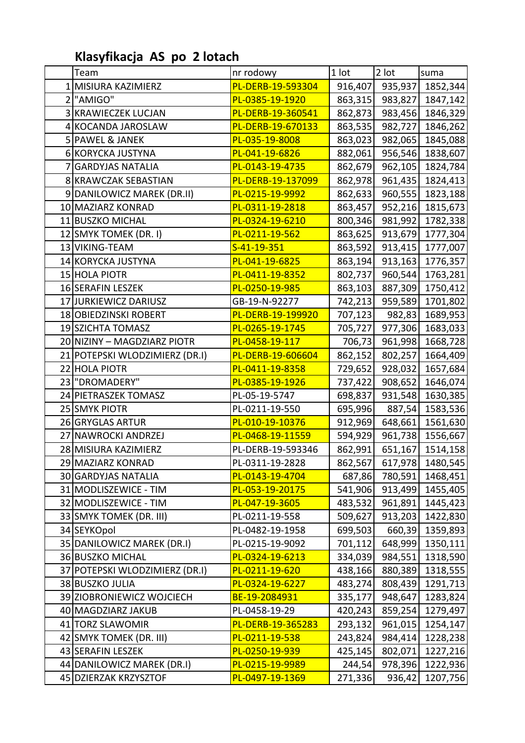## Klasyfikacja AS po 2 lotach

| | Team | nr rodowy | 1 lot | 2 lot | suma |
|---|---|---|---|---|---|
| 1 | MISIURA KAZIMIERZ | PL-DERB-19-593304 | 916,407 | 935,937 | 1852,344 |
| 2 | "AMIGO" | PL-0385-19-1920 | 863,315 | 983,827 | 1847,142 |
| 3 | KRAWIECZEK LUCJAN | PL-DERB-19-360541 | 862,873 | 983,456 | 1846,329 |
| 4 | KOCANDA JAROSLAW | PL-DERB-19-670133 | 863,535 | 982,727 | 1846,262 |
| 5 | PAWEL & JANEK | PL-035-19-8008 | 863,023 | 982,065 | 1845,088 |
| 6 | KORYCKA JUSTYNA | PL-041-19-6826 | 882,061 | 956,546 | 1838,607 |
| 7 | GARDYJAS NATALIA | PL-0143-19-4735 | 862,679 | 962,105 | 1824,784 |
| 8 | KRAWCZAK SEBASTIAN | PL-DERB-19-137099 | 862,978 | 961,435 | 1824,413 |
| 9 | DANILOWICZ MAREK (DR.II) | PL-0215-19-9992 | 862,633 | 960,555 | 1823,188 |
| 10 | MAZIARZ KONRAD | PL-0311-19-2818 | 863,457 | 952,216 | 1815,673 |
| 11 | BUSZKO MICHAL | PL-0324-19-6210 | 800,346 | 981,992 | 1782,338 |
| 12 | SMYK TOMEK (DR. I) | PL-0211-19-562 | 863,625 | 913,679 | 1777,304 |
| 13 | VIKING-TEAM | S-41-19-351 | 863,592 | 913,415 | 1777,007 |
| 14 | KORYCKA JUSTYNA | PL-041-19-6825 | 863,194 | 913,163 | 1776,357 |
| 15 | HOLA PIOTR | PL-0411-19-8352 | 802,737 | 960,544 | 1763,281 |
| 16 | SERAFIN LESZEK | PL-0250-19-985 | 863,103 | 887,309 | 1750,412 |
| 17 | JURKIEWICZ DARIUSZ | GB-19-N-92277 | 742,213 | 959,589 | 1701,802 |
| 18 | OBIEDZINSKI ROBERT | PL-DERB-19-199920 | 707,123 | 982,83 | 1689,953 |
| 19 | SZICHTA TOMASZ | PL-0265-19-1745 | 705,727 | 977,306 | 1683,033 |
| 20 | NIZINY – MAGDZIARZ PIOTR | PL-0458-19-117 | 706,73 | 961,998 | 1668,728 |
| 21 | POTEPSKI WLODZIMIERZ (DR.I) | PL-DERB-19-606604 | 862,152 | 802,257 | 1664,409 |
| 22 | HOLA PIOTR | PL-0411-19-8358 | 729,652 | 928,032 | 1657,684 |
| 23 | "DROMADERY" | PL-0385-19-1926 | 737,422 | 908,652 | 1646,074 |
| 24 | PIETRASZEK TOMASZ | PL-05-19-5747 | 698,837 | 931,548 | 1630,385 |
| 25 | SMYK PIOTR | PL-0211-19-550 | 695,996 | 887,54 | 1583,536 |
| 26 | GRYGLAS ARTUR | PL-010-19-10376 | 912,969 | 648,661 | 1561,630 |
| 27 | NAWROCKI ANDRZEJ | PL-0468-19-11559 | 594,929 | 961,738 | 1556,667 |
| 28 | MISIURA KAZIMIERZ | PL-DERB-19-593346 | 862,991 | 651,167 | 1514,158 |
| 29 | MAZIARZ KONRAD | PL-0311-19-2828 | 862,567 | 617,978 | 1480,545 |
| 30 | GARDYJAS NATALIA | PL-0143-19-4704 | 687,86 | 780,591 | 1468,451 |
| 31 | MODLISZEWICE - TIM | PL-053-19-20175 | 541,906 | 913,499 | 1455,405 |
| 32 | MODLISZEWICE - TIM | PL-047-19-3605 | 483,532 | 961,891 | 1445,423 |
| 33 | SMYK TOMEK (DR. III) | PL-0211-19-558 | 509,627 | 913,203 | 1422,830 |
| 34 | SEYKOpol | PL-0482-19-1958 | 699,503 | 660,39 | 1359,893 |
| 35 | DANILOWICZ MAREK (DR.I) | PL-0215-19-9092 | 701,112 | 648,999 | 1350,111 |
| 36 | BUSZKO MICHAL | PL-0324-19-6213 | 334,039 | 984,551 | 1318,590 |
| 37 | POTEPSKI WLODZIMIERZ (DR.I) | PL-0211-19-620 | 438,166 | 880,389 | 1318,555 |
| 38 | BUSZKO JULIA | PL-0324-19-6227 | 483,274 | 808,439 | 1291,713 |
| 39 | ZIOBRONIEWICZ WOJCIECH | BE-19-2084931 | 335,177 | 948,647 | 1283,824 |
| 40 | MAGDZIARZ JAKUB | PL-0458-19-29 | 420,243 | 859,254 | 1279,497 |
| 41 | TORZ SLAWOMIR | PL-DERB-19-365283 | 293,132 | 961,015 | 1254,147 |
| 42 | SMYK TOMEK (DR. III) | PL-0211-19-538 | 243,824 | 984,414 | 1228,238 |
| 43 | SERAFIN LESZEK | PL-0250-19-939 | 425,145 | 802,071 | 1227,216 |
| 44 | DANILOWICZ MAREK (DR.I) | PL-0215-19-9989 | 244,54 | 978,396 | 1222,936 |
| 45 | DZIERZAK KRZYSZTOF | PL-0497-19-1369 | 271,336 | 936,42 | 1207,756 |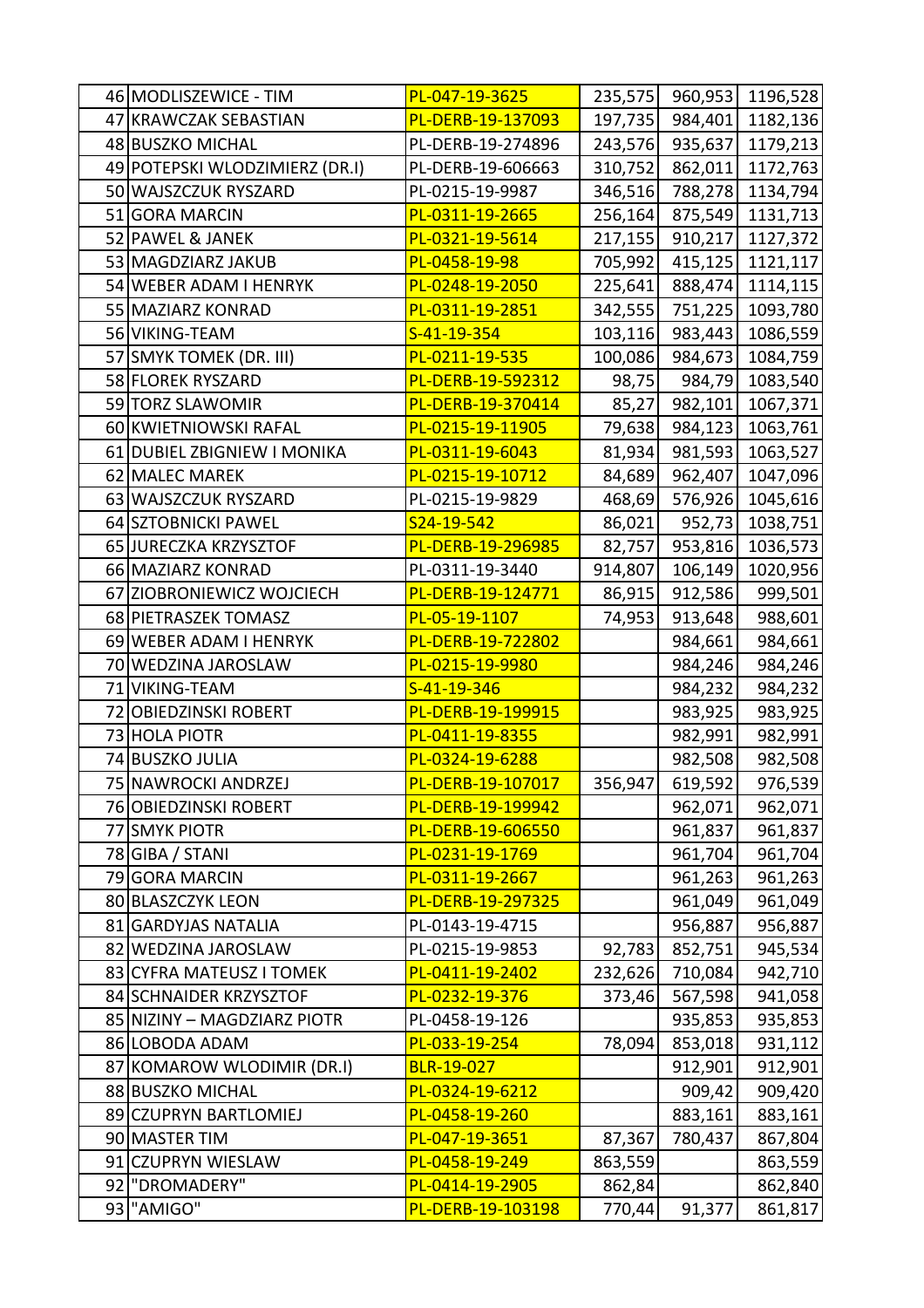| 46 | MODLISZEWICE - TIM | PL-047-19-3625 | 235,575 | 960,953 | 1196,528 |
|---|---|---|---|---|---|
| 47 | KRAWCZAK SEBASTIAN | PL-DERB-19-137093 | 197,735 | 984,401 | 1182,136 |
| 48 | BUSZKO MICHAL | PL-DERB-19-274896 | 243,576 | 935,637 | 1179,213 |
| 49 | POTEPSKI WLODZIMIERZ (DR.I) | PL-DERB-19-606663 | 310,752 | 862,011 | 1172,763 |
| 50 | WAJSZCZUK RYSZARD | PL-0215-19-9987 | 346,516 | 788,278 | 1134,794 |
| 51 | GORA MARCIN | PL-0311-19-2665 | 256,164 | 875,549 | 1131,713 |
| 52 | PAWEL & JANEK | PL-0321-19-5614 | 217,155 | 910,217 | 1127,372 |
| 53 | MAGDZIARZ JAKUB | PL-0458-19-98 | 705,992 | 415,125 | 1121,117 |
| 54 | WEBER ADAM I HENRYK | PL-0248-19-2050 | 225,641 | 888,474 | 1114,115 |
| 55 | MAZIARZ KONRAD | PL-0311-19-2851 | 342,555 | 751,225 | 1093,780 |
| 56 | VIKING-TEAM | S-41-19-354 | 103,116 | 983,443 | 1086,559 |
| 57 | SMYK TOMEK (DR. III) | PL-0211-19-535 | 100,086 | 984,673 | 1084,759 |
| 58 | FLOREK RYSZARD | PL-DERB-19-592312 | 98,75 | 984,79 | 1083,540 |
| 59 | TORZ SLAWOMIR | PL-DERB-19-370414 | 85,27 | 982,101 | 1067,371 |
| 60 | KWIETNIOWSKI RAFAL | PL-0215-19-11905 | 79,638 | 984,123 | 1063,761 |
| 61 | DUBIEL ZBIGNIEW I MONIKA | PL-0311-19-6043 | 81,934 | 981,593 | 1063,527 |
| 62 | MALEC MAREK | PL-0215-19-10712 | 84,689 | 962,407 | 1047,096 |
| 63 | WAJSZCZUK RYSZARD | PL-0215-19-9829 | 468,69 | 576,926 | 1045,616 |
| 64 | SZTOBNICKI PAWEL | S24-19-542 | 86,021 | 952,73 | 1038,751 |
| 65 | JURECZKA KRZYSZTOF | PL-DERB-19-296985 | 82,757 | 953,816 | 1036,573 |
| 66 | MAZIARZ KONRAD | PL-0311-19-3440 | 914,807 | 106,149 | 1020,956 |
| 67 | ZIOBRONIEWICZ WOJCIECH | PL-DERB-19-124771 | 86,915 | 912,586 | 999,501 |
| 68 | PIETRASZEK TOMASZ | PL-05-19-1107 | 74,953 | 913,648 | 988,601 |
| 69 | WEBER ADAM I HENRYK | PL-DERB-19-722802 | | 984,661 | 984,661 |
| 70 | WEDZINA JAROSLAW | PL-0215-19-9980 | | 984,246 | 984,246 |
| 71 | VIKING-TEAM | S-41-19-346 | | 984,232 | 984,232 |
| 72 | OBIEDZINSKI ROBERT | PL-DERB-19-199915 | | 983,925 | 983,925 |
| 73 | HOLA PIOTR | PL-0411-19-8355 | | 982,991 | 982,991 |
| 74 | BUSZKO JULIA | PL-0324-19-6288 | | 982,508 | 982,508 |
| 75 | NAWROCKI ANDRZEJ | PL-DERB-19-107017 | 356,947 | 619,592 | 976,539 |
| 76 | OBIEDZINSKI ROBERT | PL-DERB-19-199942 | | 962,071 | 962,071 |
| 77 | SMYK PIOTR | PL-DERB-19-606550 | | 961,837 | 961,837 |
| 78 | GIBA / STANI | PL-0231-19-1769 | | 961,704 | 961,704 |
| 79 | GORA MARCIN | PL-0311-19-2667 | | 961,263 | 961,263 |
| 80 | BLASZCZYK LEON | PL-DERB-19-297325 | | 961,049 | 961,049 |
| 81 | GARDYJAS NATALIA | PL-0143-19-4715 | | 956,887 | 956,887 |
| 82 | WEDZINA JAROSLAW | PL-0215-19-9853 | 92,783 | 852,751 | 945,534 |
| 83 | CYFRA MATEUSZ I TOMEK | PL-0411-19-2402 | 232,626 | 710,084 | 942,710 |
| 84 | SCHNAIDER KRZYSZTOF | PL-0232-19-376 | 373,46 | 567,598 | 941,058 |
| 85 | NIZINY – MAGDZIARZ PIOTR | PL-0458-19-126 | | 935,853 | 935,853 |
| 86 | LOBODA ADAM | PL-033-19-254 | 78,094 | 853,018 | 931,112 |
| 87 | KOMAROW WLODIMIR (DR.I) | BLR-19-027 | | 912,901 | 912,901 |
| 88 | BUSZKO MICHAL | PL-0324-19-6212 | | 909,42 | 909,420 |
| 89 | CZUPRYN BARTLOMIEJ | PL-0458-19-260 | | 883,161 | 883,161 |
| 90 | MASTER TIM | PL-047-19-3651 | 87,367 | 780,437 | 867,804 |
| 91 | CZUPRYN WIESLAW | PL-0458-19-249 | 863,559 | | 863,559 |
| 92 | "DROMADERY" | PL-0414-19-2905 | 862,84 | | 862,840 |
| 93 | "AMIGO" | PL-DERB-19-103198 | 770,44 | 91,377 | 861,817 |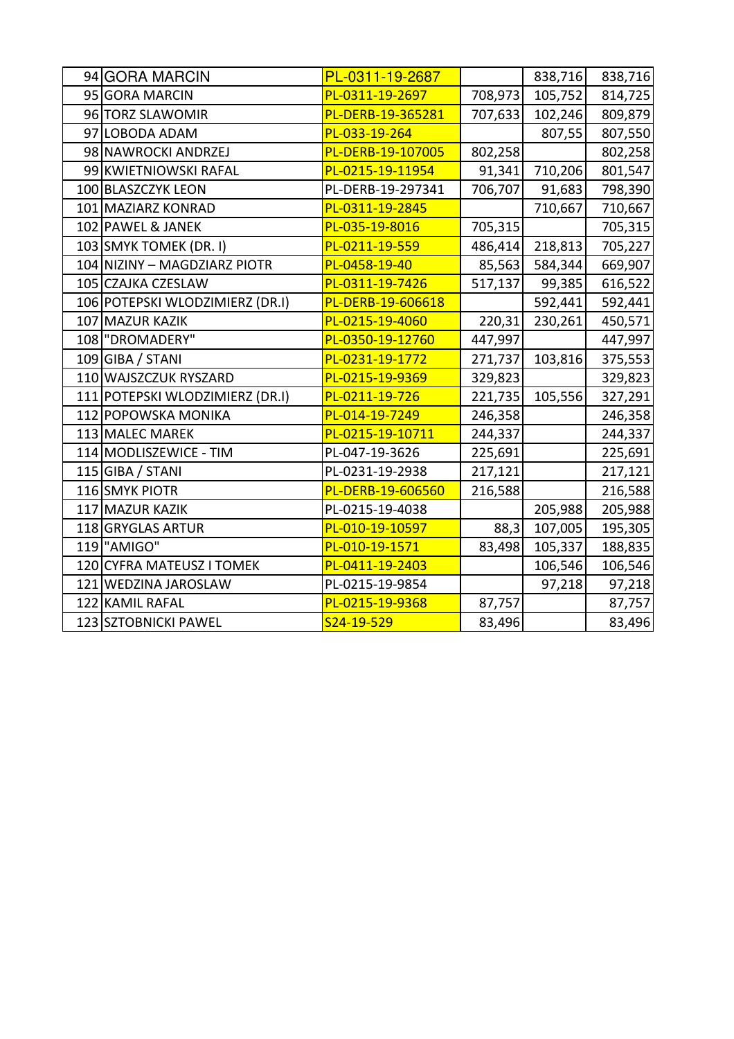| | | | | | |
|---|---|---|---|---|---|
| 94 | GORA MARCIN | PL-0311-19-2687 | | 838,716 | 838,716 |
| 95 | GORA MARCIN | PL-0311-19-2697 | 708,973 | 105,752 | 814,725 |
| 96 | TORZ SLAWOMIR | PL-DERB-19-365281 | 707,633 | 102,246 | 809,879 |
| 97 | LOBODA ADAM | PL-033-19-264 | | 807,55 | 807,550 |
| 98 | NAWROCKI ANDRZEJ | PL-DERB-19-107005 | 802,258 | | 802,258 |
| 99 | KWIETNIOWSKI RAFAL | PL-0215-19-11954 | 91,341 | 710,206 | 801,547 |
| 100 | BLASZCZYK LEON | PL-DERB-19-297341 | 706,707 | 91,683 | 798,390 |
| 101 | MAZIARZ KONRAD | PL-0311-19-2845 | | 710,667 | 710,667 |
| 102 | PAWEL & JANEK | PL-035-19-8016 | 705,315 | | 705,315 |
| 103 | SMYK TOMEK (DR. I) | PL-0211-19-559 | 486,414 | 218,813 | 705,227 |
| 104 | NIZINY – MAGDZIARZ PIOTR | PL-0458-19-40 | 85,563 | 584,344 | 669,907 |
| 105 | CZAJKA CZESLAW | PL-0311-19-7426 | 517,137 | 99,385 | 616,522 |
| 106 | POTEPSKI WLODZIMIERZ (DR.I) | PL-DERB-19-606618 | | 592,441 | 592,441 |
| 107 | MAZUR KAZIK | PL-0215-19-4060 | 220,31 | 230,261 | 450,571 |
| 108 | "DROMADERY" | PL-0350-19-12760 | 447,997 | | 447,997 |
| 109 | GIBA / STANI | PL-0231-19-1772 | 271,737 | 103,816 | 375,553 |
| 110 | WAJSZCZUK RYSZARD | PL-0215-19-9369 | 329,823 | | 329,823 |
| 111 | POTEPSKI WLODZIMIERZ (DR.I) | PL-0211-19-726 | 221,735 | 105,556 | 327,291 |
| 112 | POPOWSKA MONIKA | PL-014-19-7249 | 246,358 | | 246,358 |
| 113 | MALEC MAREK | PL-0215-19-10711 | 244,337 | | 244,337 |
| 114 | MODLISZEWICE - TIM | PL-047-19-3626 | 225,691 | | 225,691 |
| 115 | GIBA / STANI | PL-0231-19-2938 | 217,121 | | 217,121 |
| 116 | SMYK PIOTR | PL-DERB-19-606560 | 216,588 | | 216,588 |
| 117 | MAZUR KAZIK | PL-0215-19-4038 | | 205,988 | 205,988 |
| 118 | GRYGLAS ARTUR | PL-010-19-10597 | 88,3 | 107,005 | 195,305 |
| 119 | "AMIGO" | PL-010-19-1571 | 83,498 | 105,337 | 188,835 |
| 120 | CYFRA MATEUSZ I TOMEK | PL-0411-19-2403 | | 106,546 | 106,546 |
| 121 | WEDZINA JAROSLAW | PL-0215-19-9854 | | 97,218 | 97,218 |
| 122 | KAMIL RAFAL | PL-0215-19-9368 | 87,757 | | 87,757 |
| 123 | SZTOBNICKI PAWEL | S24-19-529 | 83,496 | | 83,496 |